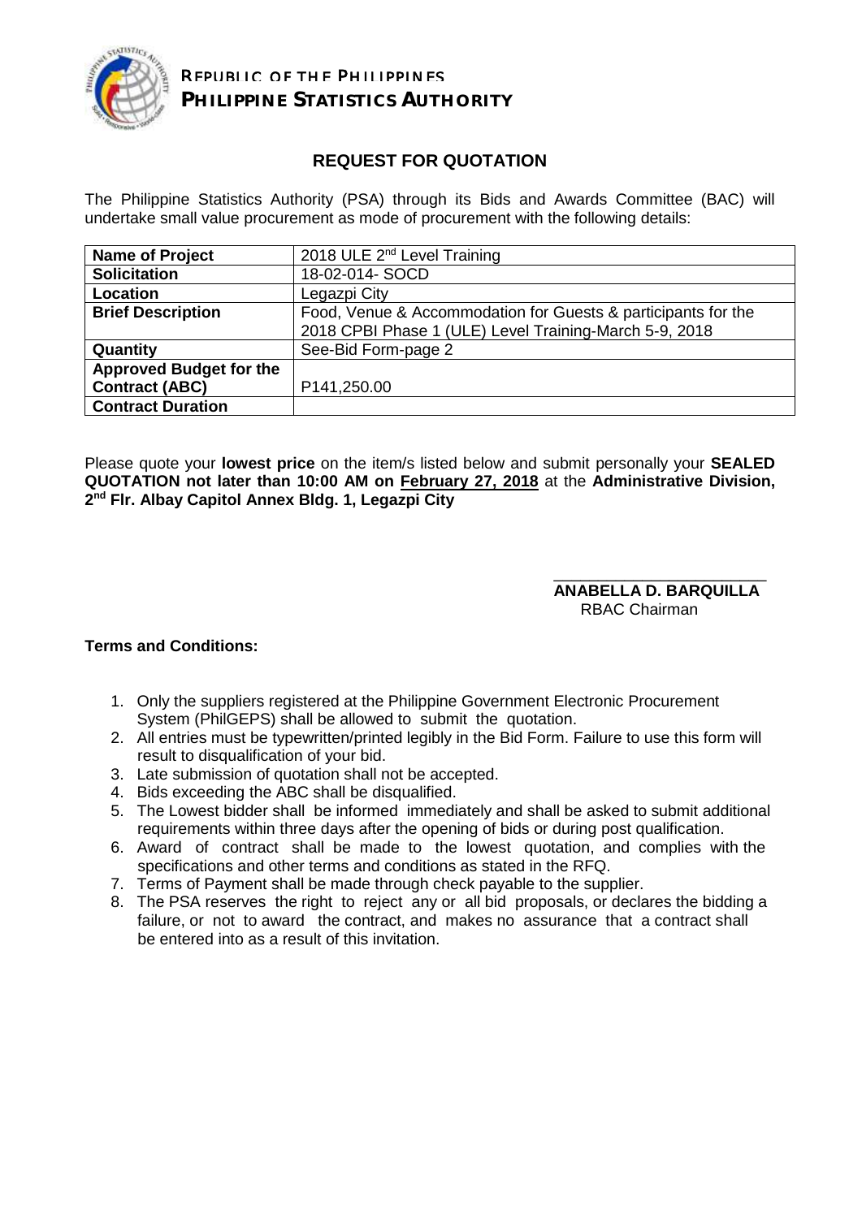REPUBLIC OF THE PHILIPPINES
**PHILIPPINE STATISTICS AUTHORITY**

## REQUEST FOR QUOTATION

The Philippine Statistics Authority (PSA) through its Bids and Awards Committee (BAC) will undertake small value procurement as mode of procurement with the following details:

| | |
|---|---|
| **Name of Project** | 2018 ULE 2nd Level Training |
| **Solicitation** | 18-02-014- SOCD |
| **Location** | Legazpi City |
| **Brief Description** | Food, Venue & Accommodation for Guests & participants for the 2018 CPBI Phase 1 (ULE) Level Training-March 5-9, 2018 |
| **Quantity** | See-Bid Form-page 2 |
| **Approved Budget for the Contract (ABC)** | P141,250.00 |
| **Contract Duration** | |

Please quote your **lowest price** on the item/s listed below and submit personally your **SEALED QUOTATION not later than 10:00 AM on February 27, 2018** at the **Administrative Division, 2nd Flr. Albay Capitol Annex Bldg. 1, Legazpi City**

**ANABELLA D. BARQUILLA**
RBAC Chairman

**Terms and Conditions:**

1. Only the suppliers registered at the Philippine Government Electronic Procurement System (PhilGEPS) shall be allowed to submit the quotation.
2. All entries must be typewritten/printed legibly in the Bid Form. Failure to use this form will result to disqualification of your bid.
3. Late submission of quotation shall not be accepted.
4. Bids exceeding the ABC shall be disqualified.
5. The Lowest bidder shall be informed immediately and shall be asked to submit additional requirements within three days after the opening of bids or during post qualification.
6. Award of contract shall be made to the lowest quotation, and complies with the specifications and other terms and conditions as stated in the RFQ.
7. Terms of Payment shall be made through check payable to the supplier.
8. The PSA reserves the right to reject any or all bid proposals, or declares the bidding a failure, or not to award the contract, and makes no assurance that a contract shall be entered into as a result of this invitation.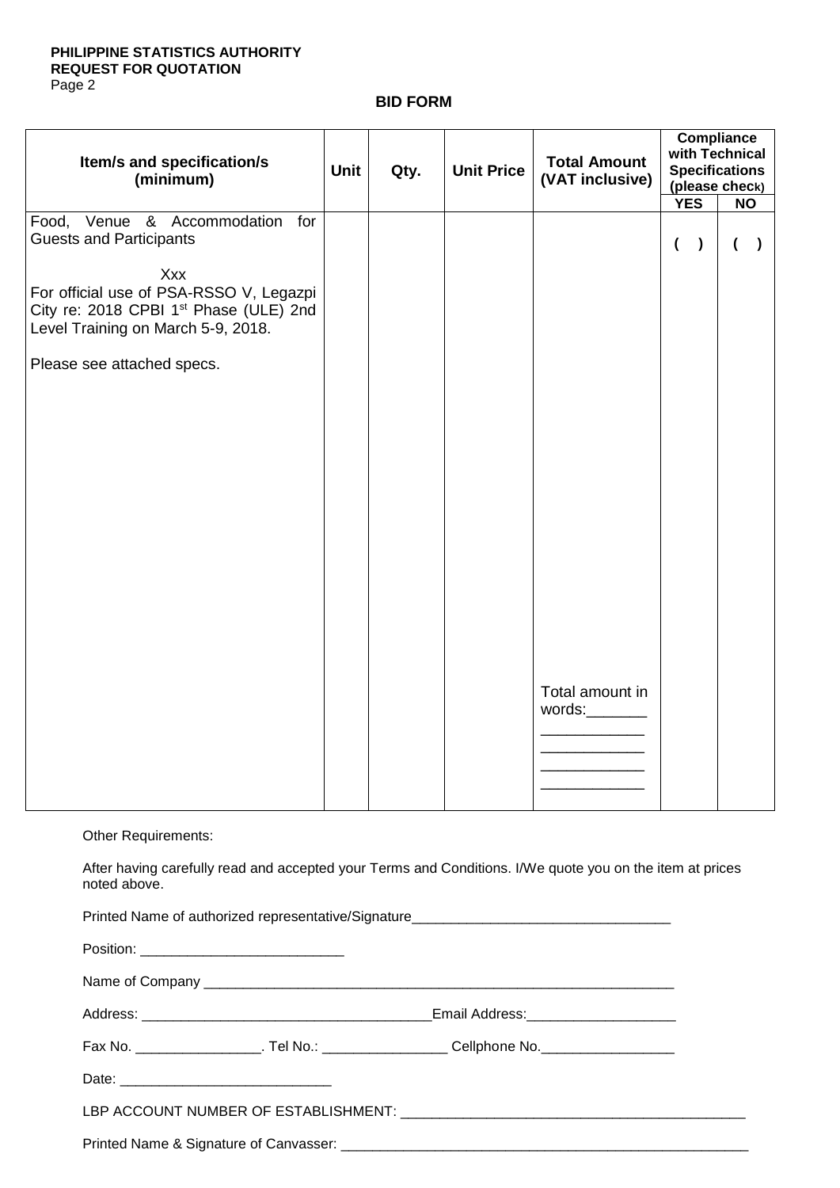**PHILIPPINE STATISTICS AUTHORITY**
**REQUEST FOR QUOTATION**
Page 2

## BID FORM

| Item/s and specification/s (minimum) | Unit | Qty. | Unit Price | Total Amount (VAT inclusive) | Compliance with Technical Specifications (please check) | |
|---|---|---|---|---|---|---|
| | | | | | YES | NO |
| Food, Venue & Accommodation for Guests and Participants<br><br>Xxx<br>For official use of PSA-RSSO V, Legazpi City re: 2018 CPBI 1st Phase (ULE) 2nd Level Training on March 5-9, 2018.<br><br>Please see attached specs. | | | | | ( ) | ( ) |
| | | | | Total amount in words:_______ ____________ ____________ ____________ ____________ | | |

Other Requirements:

After having carefully read and accepted your Terms and Conditions. I/We quote you on the item at prices noted above.

Printed Name of authorized representative/Signature_________________________________

Position: ___________________________

Name of Company _______________________________________________________________

Address: ______________________________________Email Address:___________________

Fax No. ________________. Tel No.: ________________ Cellphone No._________________

Date: ____________________________

LBP ACCOUNT NUMBER OF ESTABLISHMENT: ____________________________________________

Printed Name & Signature of Canvasser: ______________________________________________________